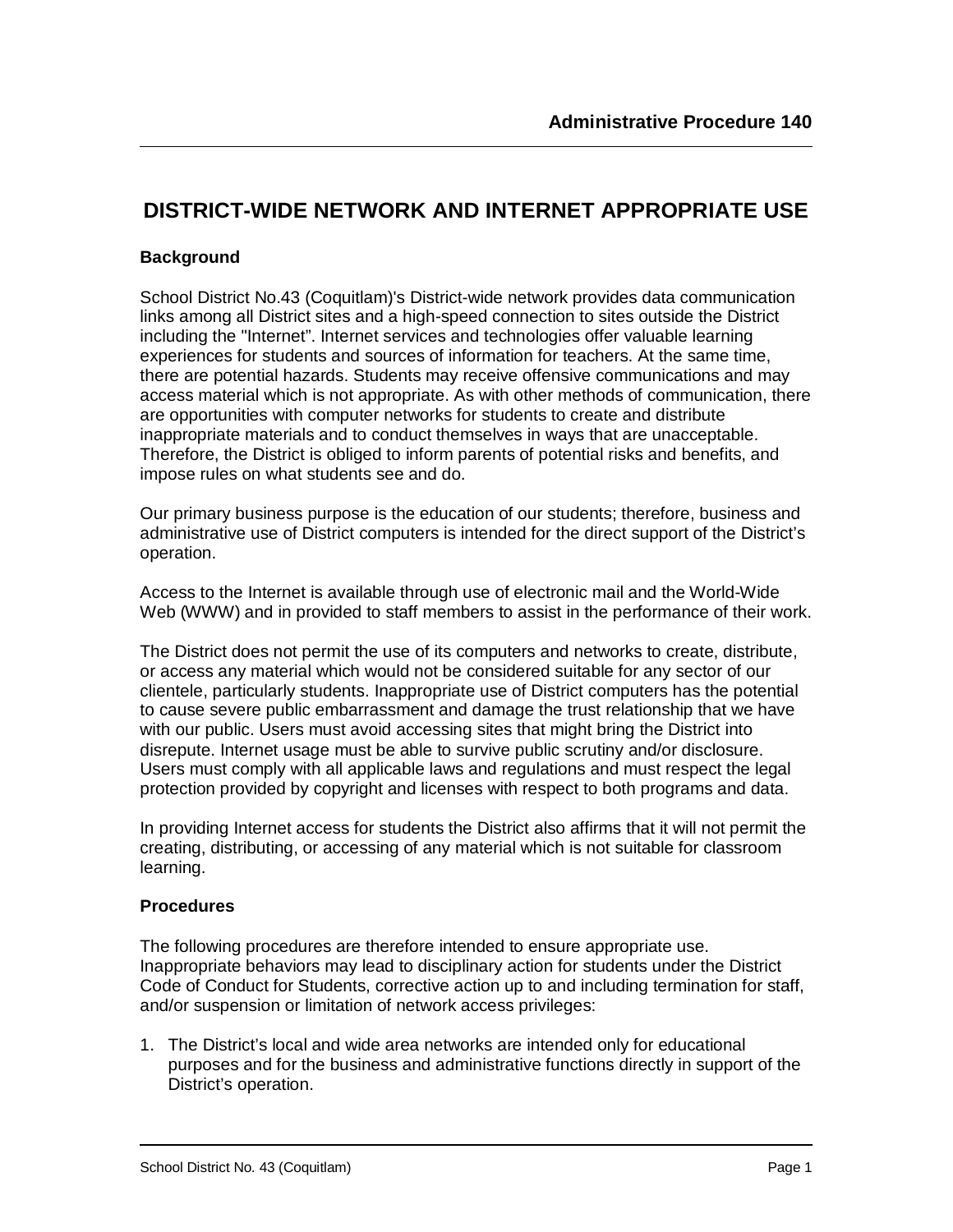**Administrative Procedure 140**

# DISTRICT-WIDE NETWORK AND INTERNET APPROPRIATE USE

### Background

School District No.43 (Coquitlam)'s District-wide network provides data communication links among all District sites and a high-speed connection to sites outside the District including the "Internet". Internet services and technologies offer valuable learning experiences for students and sources of information for teachers. At the same time, there are potential hazards. Students may receive offensive communications and may access material which is not appropriate. As with other methods of communication, there are opportunities with computer networks for students to create and distribute inappropriate materials and to conduct themselves in ways that are unacceptable. Therefore, the District is obliged to inform parents of potential risks and benefits, and impose rules on what students see and do.

Our primary business purpose is the education of our students; therefore, business and administrative use of District computers is intended for the direct support of the District's operation.

Access to the Internet is available through use of electronic mail and the World-Wide Web (WWW) and in provided to staff members to assist in the performance of their work.

The District does not permit the use of its computers and networks to create, distribute, or access any material which would not be considered suitable for any sector of our clientele, particularly students. Inappropriate use of District computers has the potential to cause severe public embarrassment and damage the trust relationship that we have with our public. Users must avoid accessing sites that might bring the District into disrepute. Internet usage must be able to survive public scrutiny and/or disclosure. Users must comply with all applicable laws and regulations and must respect the legal protection provided by copyright and licenses with respect to both programs and data.

In providing Internet access for students the District also affirms that it will not permit the creating, distributing, or accessing of any material which is not suitable for classroom learning.

### Procedures

The following procedures are therefore intended to ensure appropriate use. Inappropriate behaviors may lead to disciplinary action for students under the District Code of Conduct for Students, corrective action up to and including termination for staff, and/or suspension or limitation of network access privileges:

1. The District's local and wide area networks are intended only for educational purposes and for the business and administrative functions directly in support of the District's operation.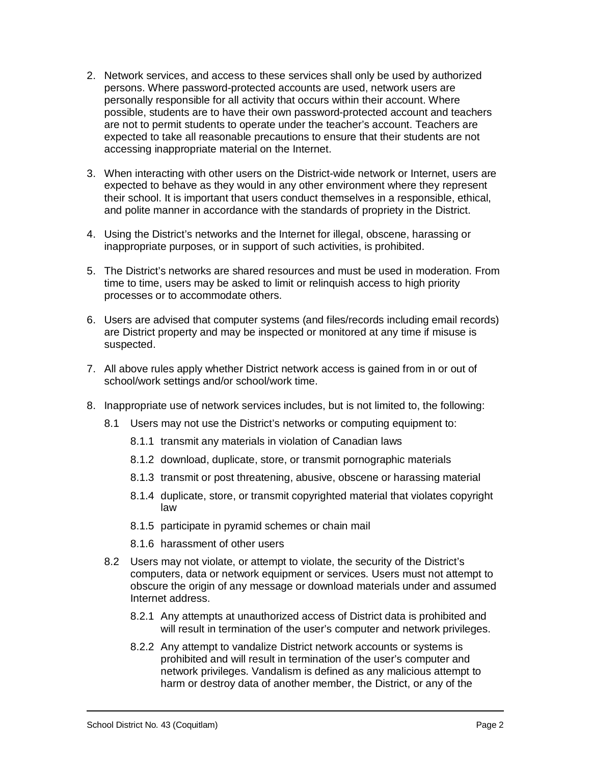2. Network services, and access to these services shall only be used by authorized persons. Where password-protected accounts are used, network users are personally responsible for all activity that occurs within their account. Where possible, students are to have their own password-protected account and teachers are not to permit students to operate under the teacher's account. Teachers are expected to take all reasonable precautions to ensure that their students are not accessing inappropriate material on the Internet.

3. When interacting with other users on the District-wide network or Internet, users are expected to behave as they would in any other environment where they represent their school. It is important that users conduct themselves in a responsible, ethical, and polite manner in accordance with the standards of propriety in the District.

4. Using the District's networks and the Internet for illegal, obscene, harassing or inappropriate purposes, or in support of such activities, is prohibited.

5. The District's networks are shared resources and must be used in moderation. From time to time, users may be asked to limit or relinquish access to high priority processes or to accommodate others.

6. Users are advised that computer systems (and files/records including email records) are District property and may be inspected or monitored at any time if misuse is suspected.

7. All above rules apply whether District network access is gained from in or out of school/work settings and/or school/work time.

8. Inappropriate use of network services includes, but is not limited to, the following:

   8.1 Users may not use the District's networks or computing equipment to:

      8.1.1 transmit any materials in violation of Canadian laws

      8.1.2 download, duplicate, store, or transmit pornographic materials

      8.1.3 transmit or post threatening, abusive, obscene or harassing material

      8.1.4 duplicate, store, or transmit copyrighted material that violates copyright law

      8.1.5 participate in pyramid schemes or chain mail

      8.1.6 harassment of other users

   8.2 Users may not violate, or attempt to violate, the security of the District's computers, data or network equipment or services. Users must not attempt to obscure the origin of any message or download materials under and assumed Internet address.

      8.2.1 Any attempts at unauthorized access of District data is prohibited and will result in termination of the user's computer and network privileges.

      8.2.2 Any attempt to vandalize District network accounts or systems is prohibited and will result in termination of the user's computer and network privileges. Vandalism is defined as any malicious attempt to harm or destroy data of another member, the District, or any of the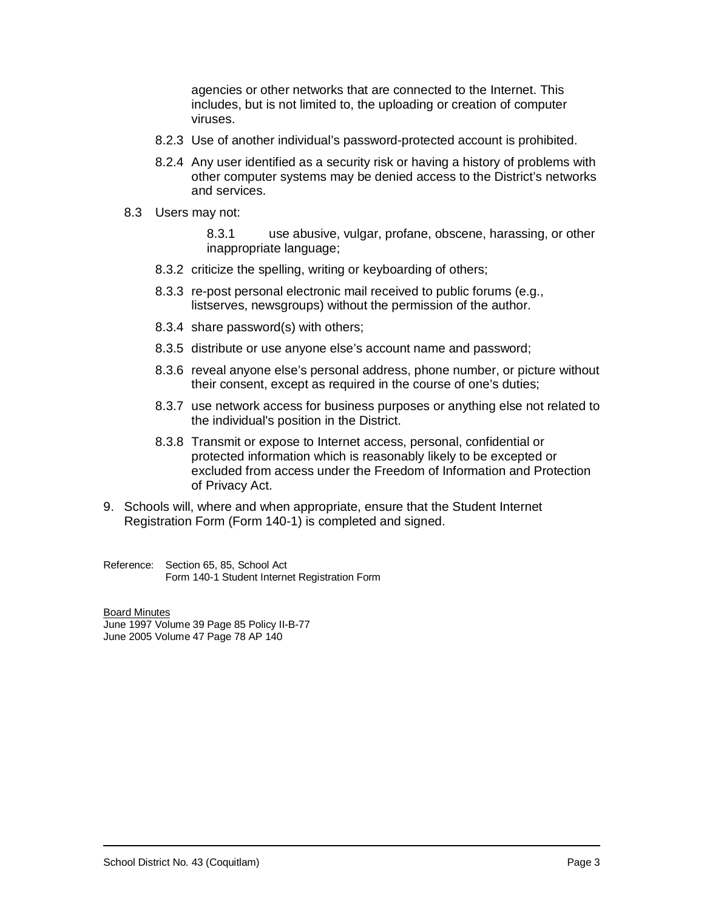agencies or other networks that are connected to the Internet. This includes, but is not limited to, the uploading or creation of computer viruses.

8.2.3 Use of another individual's password-protected account is prohibited.

8.2.4 Any user identified as a security risk or having a history of problems with other computer systems may be denied access to the District's networks and services.

8.3 Users may not:

8.3.1 use abusive, vulgar, profane, obscene, harassing, or other inappropriate language;

8.3.2 criticize the spelling, writing or keyboarding of others;

8.3.3 re-post personal electronic mail received to public forums (e.g., listserves, newsgroups) without the permission of the author.

8.3.4 share password(s) with others;

8.3.5 distribute or use anyone else's account name and password;

8.3.6 reveal anyone else's personal address, phone number, or picture without their consent, except as required in the course of one's duties;

8.3.7 use network access for business purposes or anything else not related to the individual's position in the District.

8.3.8 Transmit or expose to Internet access, personal, confidential or protected information which is reasonably likely to be excepted or excluded from access under the Freedom of Information and Protection of Privacy Act.

9. Schools will, where and when appropriate, ensure that the Student Internet Registration Form (Form 140-1) is completed and signed.

Reference: Section 65, 85, School Act
Form 140-1 Student Internet Registration Form

Board Minutes
June 1997 Volume 39 Page 85 Policy II-B-77
June 2005 Volume 47 Page 78 AP 140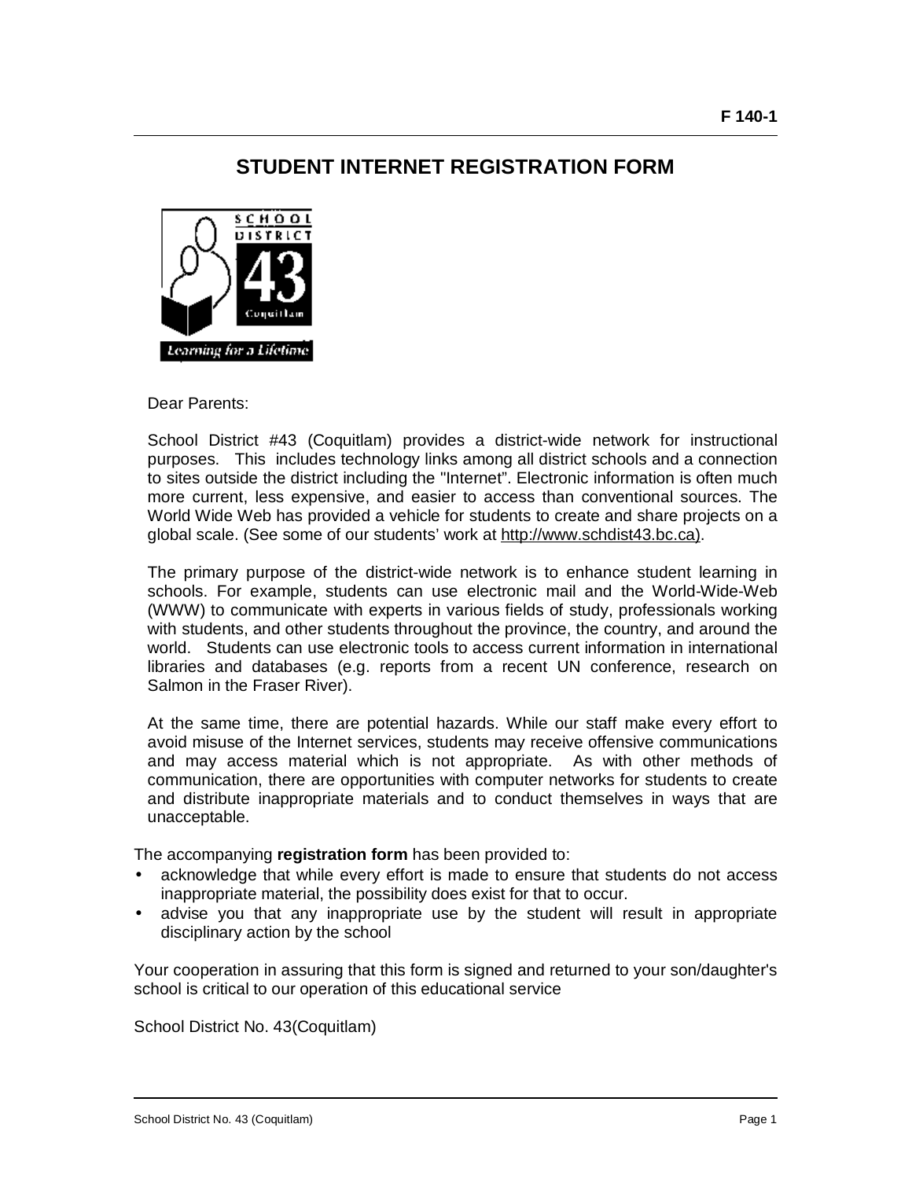# STUDENT INTERNET REGISTRATION FORM

Dear Parents:

School District #43 (Coquitlam) provides a district-wide network for instructional purposes. This includes technology links among all district schools and a connection to sites outside the district including the "Internet". Electronic information is often much more current, less expensive, and easier to access than conventional sources. The World Wide Web has provided a vehicle for students to create and share projects on a global scale. (See some of our students' work at http://www.schdist43.bc.ca).

The primary purpose of the district-wide network is to enhance student learning in schools. For example, students can use electronic mail and the World-Wide-Web (WWW) to communicate with experts in various fields of study, professionals working with students, and other students throughout the province, the country, and around the world. Students can use electronic tools to access current information in international libraries and databases (e.g. reports from a recent UN conference, research on Salmon in the Fraser River).

At the same time, there are potential hazards. While our staff make every effort to avoid misuse of the Internet services, students may receive offensive communications and may access material which is not appropriate. As with other methods of communication, there are opportunities with computer networks for students to create and distribute inappropriate materials and to conduct themselves in ways that are unacceptable.

The accompanying **registration form** has been provided to:

- acknowledge that while every effort is made to ensure that students do not access inappropriate material, the possibility does exist for that to occur.
- advise you that any inappropriate use by the student will result in appropriate disciplinary action by the school

Your cooperation in assuring that this form is signed and returned to your son/daughter's school is critical to our operation of this educational service

School District No. 43(Coquitlam)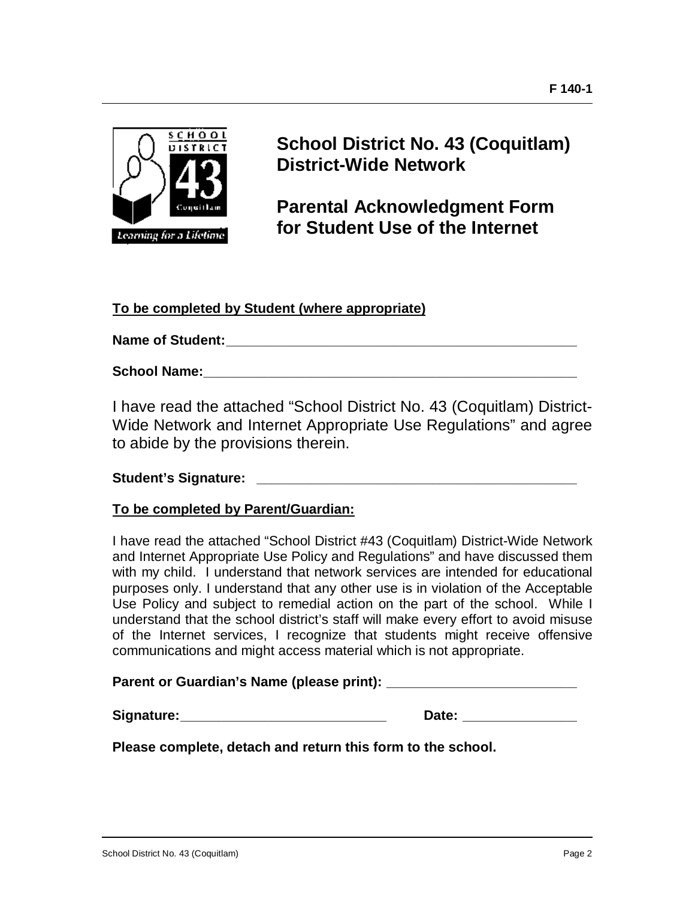F 140-1

# School District No. 43 (Coquitlam) District-Wide Network

# Parental Acknowledgment Form for Student Use of the Internet

**To be completed by Student (where appropriate)**

**Name of Student:**\_\_\_\_\_\_\_\_\_\_\_\_\_\_\_\_\_\_\_\_\_\_\_\_\_\_\_\_\_\_\_\_\_\_\_\_\_\_\_\_\_\_\_\_\_\_\_\_

**School Name:**\_\_\_\_\_\_\_\_\_\_\_\_\_\_\_\_\_\_\_\_\_\_\_\_\_\_\_\_\_\_\_\_\_\_\_\_\_\_\_\_\_\_\_\_\_\_\_\_\_\_

I have read the attached "School District No. 43 (Coquitlam) District-Wide Network and Internet Appropriate Use Regulations" and agree to abide by the provisions therein.

**Student's Signature:** \_\_\_\_\_\_\_\_\_\_\_\_\_\_\_\_\_\_\_\_\_\_\_\_\_\_\_\_\_\_\_\_\_\_\_\_\_\_\_\_\_\_\_

**To be completed by Parent/Guardian:**

I have read the attached "School District #43 (Coquitlam) District-Wide Network and Internet Appropriate Use Policy and Regulations" and have discussed them with my child. I understand that network services are intended for educational purposes only. I understand that any other use is in violation of the Acceptable Use Policy and subject to remedial action on the part of the school. While I understand that the school district's staff will make every effort to avoid misuse of the Internet services, I recognize that students might receive offensive communications and might access material which is not appropriate.

**Parent or Guardian's Name (please print):** \_\_\_\_\_\_\_\_\_\_\_\_\_\_\_\_\_\_\_\_\_\_\_\_\_

**Signature:**\_\_\_\_\_\_\_\_\_\_\_\_\_\_\_\_\_\_\_\_\_\_\_\_\_\_\_\_ **Date:** \_\_\_\_\_\_\_\_\_\_\_\_\_\_\_

**Please complete, detach and return this form to the school.**